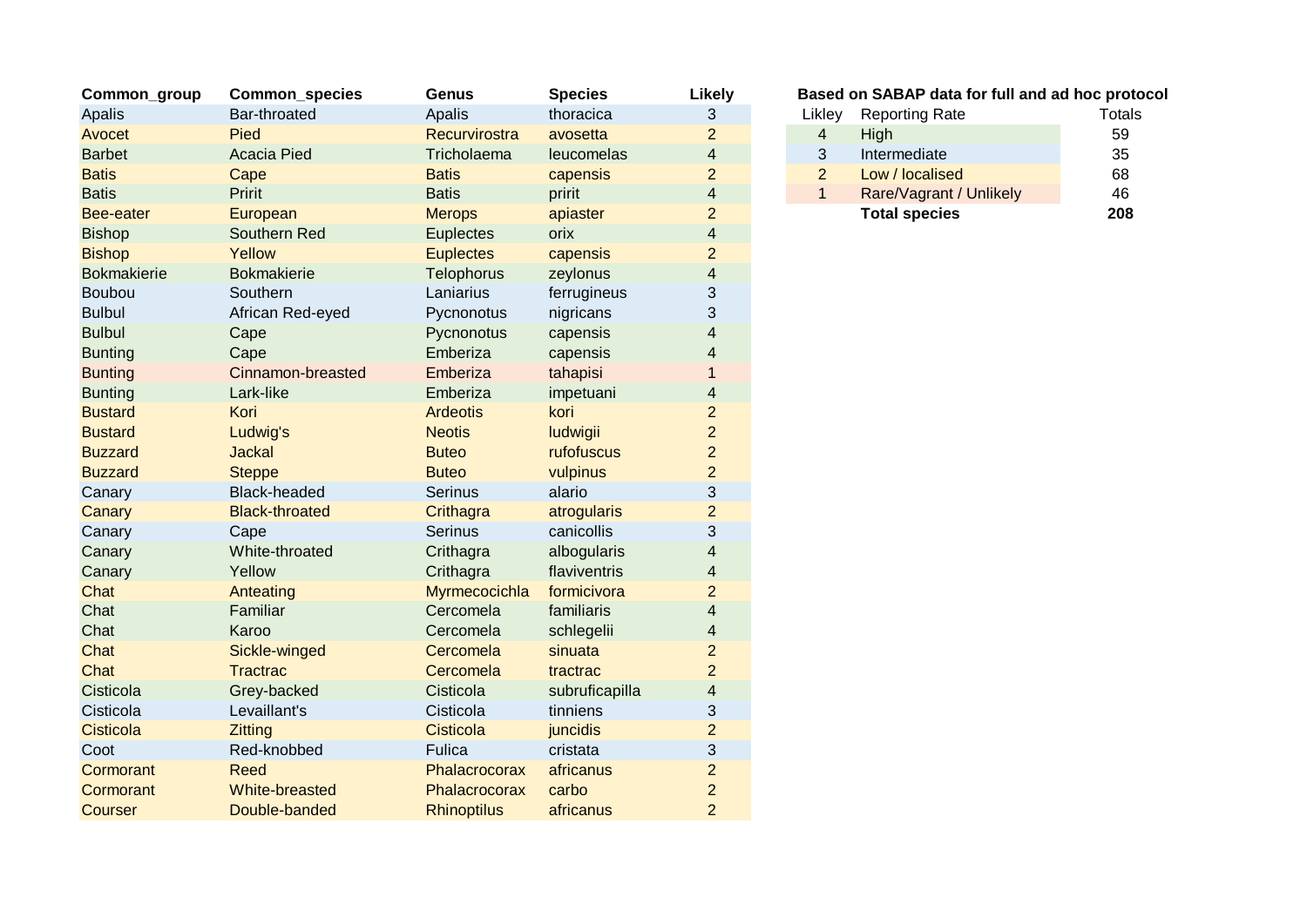| Common_group | Common_species | Genus | Species | Likely |
|---|---|---|---|---|
| Apalis | Bar-throated | Apalis | thoracica | 3 |
| Avocet | Pied | Recurvirostra | avosetta | 2 |
| Barbet | Acacia Pied | Tricholaema | leucomelas | 4 |
| Batis | Cape | Batis | capensis | 2 |
| Batis | Pririt | Batis | pririt | 4 |
| Bee-eater | European | Merops | apiaster | 2 |
| Bishop | Southern Red | Euplectes | orix | 4 |
| Bishop | Yellow | Euplectes | capensis | 2 |
| Bokmakierie | Bokmakierie | Telophorus | zeylonus | 4 |
| Boubou | Southern | Laniarius | ferrugineus | 3 |
| Bulbul | African Red-eyed | Pycnonotus | nigricans | 3 |
| Bulbul | Cape | Pycnonotus | capensis | 4 |
| Bunting | Cape | Emberiza | capensis | 4 |
| Bunting | Cinnamon-breasted | Emberiza | tahapisi | 1 |
| Bunting | Lark-like | Emberiza | impetuani | 4 |
| Bustard | Kori | Ardeotis | kori | 2 |
| Bustard | Ludwig's | Neotis | ludwigii | 2 |
| Buzzard | Jackal | Buteo | rufofuscus | 2 |
| Buzzard | Steppe | Buteo | vulpinus | 2 |
| Canary | Black-headed | Serinus | alario | 3 |
| Canary | Black-throated | Crithagra | atrogularis | 2 |
| Canary | Cape | Serinus | canicollis | 3 |
| Canary | White-throated | Crithagra | albogularis | 4 |
| Canary | Yellow | Crithagra | flaviventris | 4 |
| Chat | Anteating | Myrmecocichla | formicivora | 2 |
| Chat | Familiar | Cercomela | familiaris | 4 |
| Chat | Karoo | Cercomela | schlegelii | 4 |
| Chat | Sickle-winged | Cercomela | sinuata | 2 |
| Chat | Tractrac | Cercomela | tractrac | 2 |
| Cisticola | Grey-backed | Cisticola | subruficapilla | 4 |
| Cisticola | Levaillant's | Cisticola | tinniens | 3 |
| Cisticola | Zitting | Cisticola | juncidis | 2 |
| Coot | Red-knobbed | Fulica | cristata | 3 |
| Cormorant | Reed | Phalacrocorax | africanus | 2 |
| Cormorant | White-breasted | Phalacrocorax | carbo | 2 |
| Courser | Double-banded | Rhinoptilus | africanus | 2 |

**Based on SABAP data for full and ad hoc protocol**

| Likley | Reporting Rate | Totals |
|---|---|---|
| 4 | High | 59 |
| 3 | Intermediate | 35 |
| 2 | Low / localised | 68 |
| 1 | Rare/Vagrant / Unlikely | 46 |
| | **Total species** | **208** |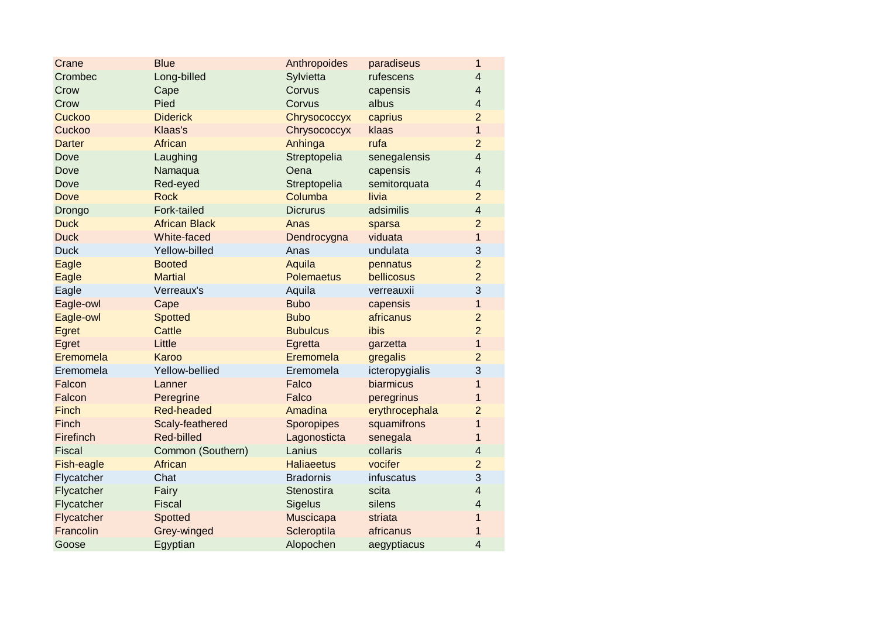| | | | | |
|---|---|---|---|---|
| Crane | Blue | Anthropoides | paradiseus | 1 |
| Crombec | Long-billed | Sylvietta | rufescens | 4 |
| Crow | Cape | Corvus | capensis | 4 |
| Crow | Pied | Corvus | albus | 4 |
| Cuckoo | Diderick | Chrysococcyx | caprius | 2 |
| Cuckoo | Klaas's | Chrysococcyx | klaas | 1 |
| Darter | African | Anhinga | rufa | 2 |
| Dove | Laughing | Streptopelia | senegalensis | 4 |
| Dove | Namaqua | Oena | capensis | 4 |
| Dove | Red-eyed | Streptopelia | semitorquata | 4 |
| Dove | Rock | Columba | livia | 2 |
| Drongo | Fork-tailed | Dicrurus | adsimilis | 4 |
| Duck | African Black | Anas | sparsa | 2 |
| Duck | White-faced | Dendrocygna | viduata | 1 |
| Duck | Yellow-billed | Anas | undulata | 3 |
| Eagle | Booted | Aquila | pennatus | 2 |
| Eagle | Martial | Polemaetus | bellicosus | 2 |
| Eagle | Verreaux's | Aquila | verreauxii | 3 |
| Eagle-owl | Cape | Bubo | capensis | 1 |
| Eagle-owl | Spotted | Bubo | africanus | 2 |
| Egret | Cattle | Bubulcus | ibis | 2 |
| Egret | Little | Egretta | garzetta | 1 |
| Eremomela | Karoo | Eremomela | gregalis | 2 |
| Eremomela | Yellow-bellied | Eremomela | icteropygialis | 3 |
| Falcon | Lanner | Falco | biarmicus | 1 |
| Falcon | Peregrine | Falco | peregrinus | 1 |
| Finch | Red-headed | Amadina | erythrocephala | 2 |
| Finch | Scaly-feathered | Sporopipes | squamifrons | 1 |
| Firefinch | Red-billed | Lagonosticta | senegala | 1 |
| Fiscal | Common (Southern) | Lanius | collaris | 4 |
| Fish-eagle | African | Haliaeetus | vocifer | 2 |
| Flycatcher | Chat | Bradornis | infuscatus | 3 |
| Flycatcher | Fairy | Stenostira | scita | 4 |
| Flycatcher | Fiscal | Sigelus | silens | 4 |
| Flycatcher | Spotted | Muscicapa | striata | 1 |
| Francolin | Grey-winged | Scleroptila | africanus | 1 |
| Goose | Egyptian | Alopochen | aegyptiacus | 4 |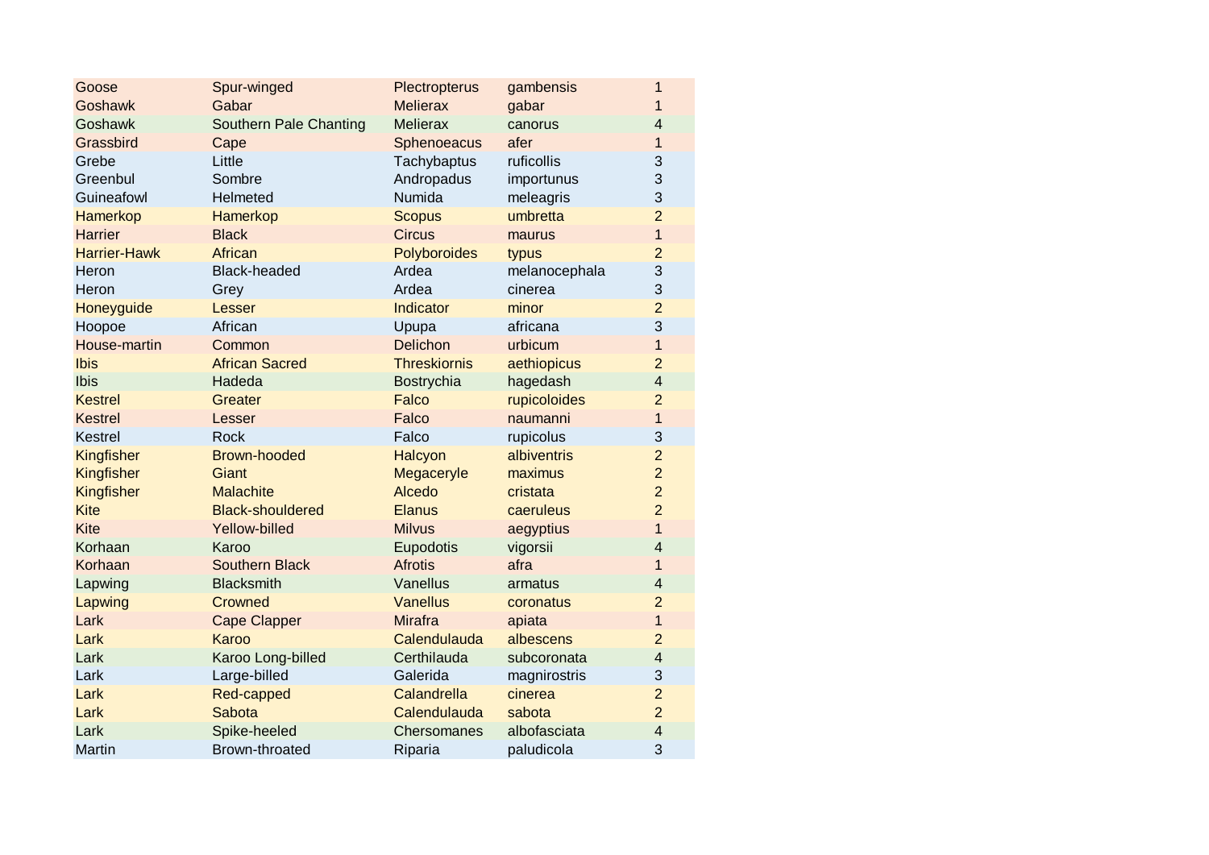| | | | | |
|---|---|---|---|---|
| Goose | Spur-winged | Plectropterus | gambensis | 1 |
| Goshawk | Gabar | Melierax | gabar | 1 |
| Goshawk | Southern Pale Chanting | Melierax | canorus | 4 |
| Grassbird | Cape | Sphenoeacus | afer | 1 |
| Grebe | Little | Tachybaptus | ruficollis | 3 |
| Greenbul | Sombre | Andropadus | importunus | 3 |
| Guineafowl | Helmeted | Numida | meleagris | 3 |
| Hamerkop | Hamerkop | Scopus | umbretta | 2 |
| Harrier | Black | Circus | maurus | 1 |
| Harrier-Hawk | African | Polyboroides | typus | 2 |
| Heron | Black-headed | Ardea | melanocephala | 3 |
| Heron | Grey | Ardea | cinerea | 3 |
| Honeyguide | Lesser | Indicator | minor | 2 |
| Hoopoe | African | Upupa | africana | 3 |
| House-martin | Common | Delichon | urbicum | 1 |
| Ibis | African Sacred | Threskiornis | aethiopicus | 2 |
| Ibis | Hadeda | Bostrychia | hagedash | 4 |
| Kestrel | Greater | Falco | rupicoloides | 2 |
| Kestrel | Lesser | Falco | naumanni | 1 |
| Kestrel | Rock | Falco | rupicolus | 3 |
| Kingfisher | Brown-hooded | Halcyon | albiventris | 2 |
| Kingfisher | Giant | Megaceryle | maximus | 2 |
| Kingfisher | Malachite | Alcedo | cristata | 2 |
| Kite | Black-shouldered | Elanus | caeruleus | 2 |
| Kite | Yellow-billed | Milvus | aegyptius | 1 |
| Korhaan | Karoo | Eupodotis | vigorsii | 4 |
| Korhaan | Southern Black | Afrotis | afra | 1 |
| Lapwing | Blacksmith | Vanellus | armatus | 4 |
| Lapwing | Crowned | Vanellus | coronatus | 2 |
| Lark | Cape Clapper | Mirafra | apiata | 1 |
| Lark | Karoo | Calendulauda | albescens | 2 |
| Lark | Karoo Long-billed | Certhilauda | subcoronata | 4 |
| Lark | Large-billed | Galerida | magnirostris | 3 |
| Lark | Red-capped | Calandrella | cinerea | 2 |
| Lark | Sabota | Calendulauda | sabota | 2 |
| Lark | Spike-heeled | Chersomanes | albofasciata | 4 |
| Martin | Brown-throated | Riparia | paludicola | 3 |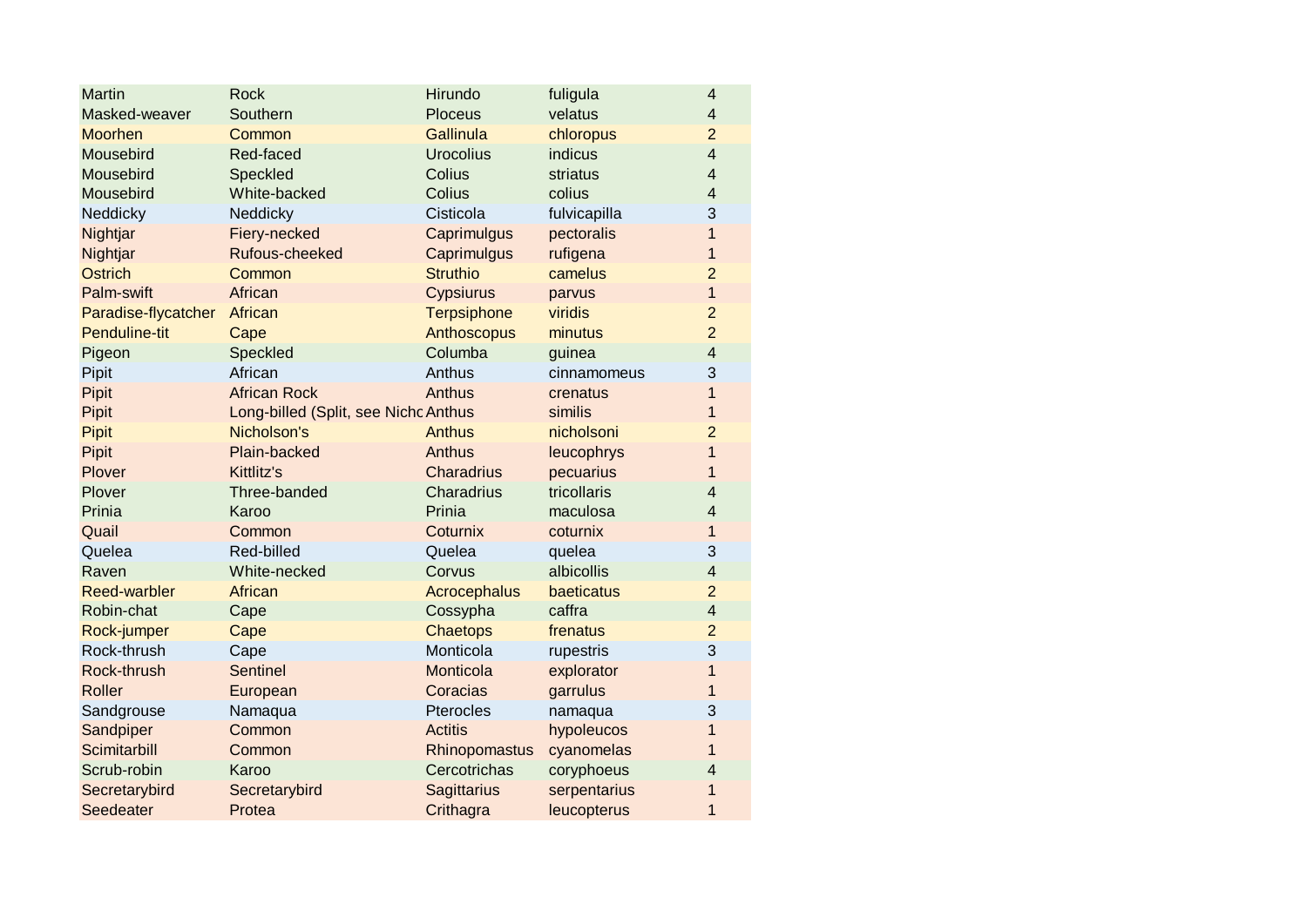| | | | | |
|---|---|---|---|---|
| Martin | Rock | Hirundo | fuligula | 4 |
| Masked-weaver | Southern | Ploceus | velatus | 4 |
| Moorhen | Common | Gallinula | chloropus | 2 |
| Mousebird | Red-faced | Urocolius | indicus | 4 |
| Mousebird | Speckled | Colius | striatus | 4 |
| Mousebird | White-backed | Colius | colius | 4 |
| Neddicky | Neddicky | Cisticola | fulvicapilla | 3 |
| Nightjar | Fiery-necked | Caprimulgus | pectoralis | 1 |
| Nightjar | Rufous-cheeked | Caprimulgus | rufigena | 1 |
| Ostrich | Common | Struthio | camelus | 2 |
| Palm-swift | African | Cypsiurus | parvus | 1 |
| Paradise-flycatcher | African | Terpsiphone | viridis | 2 |
| Penduline-tit | Cape | Anthoscopus | minutus | 2 |
| Pigeon | Speckled | Columba | guinea | 4 |
| Pipit | African | Anthus | cinnamomeus | 3 |
| Pipit | African Rock | Anthus | crenatus | 1 |
| Pipit | Long-billed (Split, see Nicho | Anthus | similis | 1 |
| Pipit | Nicholson's | Anthus | nicholsoni | 2 |
| Pipit | Plain-backed | Anthus | leucophrys | 1 |
| Plover | Kittlitz's | Charadrius | pecuarius | 1 |
| Plover | Three-banded | Charadrius | tricollaris | 4 |
| Prinia | Karoo | Prinia | maculosa | 4 |
| Quail | Common | Coturnix | coturnix | 1 |
| Quelea | Red-billed | Quelea | quelea | 3 |
| Raven | White-necked | Corvus | albicollis | 4 |
| Reed-warbler | African | Acrocephalus | baeticatus | 2 |
| Robin-chat | Cape | Cossypha | caffra | 4 |
| Rock-jumper | Cape | Chaetops | frenatus | 2 |
| Rock-thrush | Cape | Monticola | rupestris | 3 |
| Rock-thrush | Sentinel | Monticola | explorator | 1 |
| Roller | European | Coracias | garrulus | 1 |
| Sandgrouse | Namaqua | Pterocles | namaqua | 3 |
| Sandpiper | Common | Actitis | hypoleucos | 1 |
| Scimitarbill | Common | Rhinopomastus | cyanomelas | 1 |
| Scrub-robin | Karoo | Cercotrichas | coryphoeus | 4 |
| Secretarybird | Secretarybird | Sagittarius | serpentarius | 1 |
| Seedeater | Protea | Crithagra | leucopterus | 1 |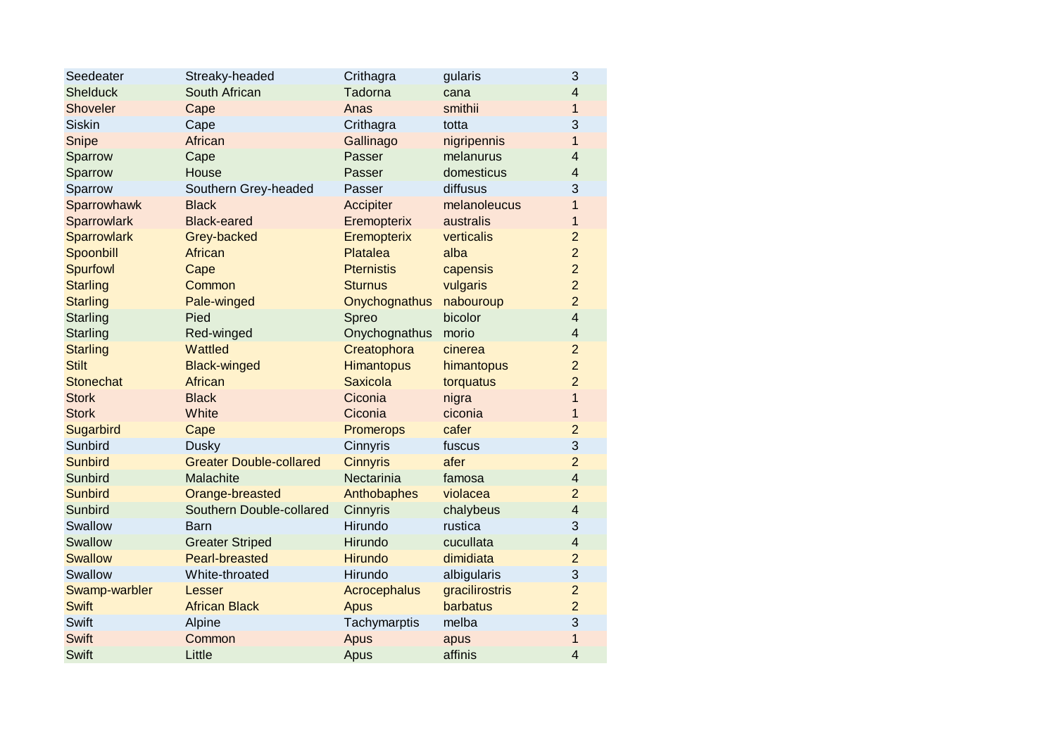| | | | | |
|---|---|---|---|---|
| Seedeater | Streaky-headed | Crithagra | gularis | 3 |
| Shelduck | South African | Tadorna | cana | 4 |
| Shoveler | Cape | Anas | smithii | 1 |
| Siskin | Cape | Crithagra | totta | 3 |
| Snipe | African | Gallinago | nigripennis | 1 |
| Sparrow | Cape | Passer | melanurus | 4 |
| Sparrow | House | Passer | domesticus | 4 |
| Sparrow | Southern Grey-headed | Passer | diffusus | 3 |
| Sparrowhawk | Black | Accipiter | melanoleucus | 1 |
| Sparrowlark | Black-eared | Eremopterix | australis | 1 |
| Sparrowlark | Grey-backed | Eremopterix | verticalis | 2 |
| Spoonbill | African | Platalea | alba | 2 |
| Spurfowl | Cape | Pternistis | capensis | 2 |
| Starling | Common | Sturnus | vulgaris | 2 |
| Starling | Pale-winged | Onychognathus | nabouroup | 2 |
| Starling | Pied | Spreo | bicolor | 4 |
| Starling | Red-winged | Onychognathus | morio | 4 |
| Starling | Wattled | Creatophora | cinerea | 2 |
| Stilt | Black-winged | Himantopus | himantopus | 2 |
| Stonechat | African | Saxicola | torquatus | 2 |
| Stork | Black | Ciconia | nigra | 1 |
| Stork | White | Ciconia | ciconia | 1 |
| Sugarbird | Cape | Promerops | cafer | 2 |
| Sunbird | Dusky | Cinnyris | fuscus | 3 |
| Sunbird | Greater Double-collared | Cinnyris | afer | 2 |
| Sunbird | Malachite | Nectarinia | famosa | 4 |
| Sunbird | Orange-breasted | Anthobaphes | violacea | 2 |
| Sunbird | Southern Double-collared | Cinnyris | chalybeus | 4 |
| Swallow | Barn | Hirundo | rustica | 3 |
| Swallow | Greater Striped | Hirundo | cucullata | 4 |
| Swallow | Pearl-breasted | Hirundo | dimidiata | 2 |
| Swallow | White-throated | Hirundo | albigularis | 3 |
| Swamp-warbler | Lesser | Acrocephalus | gracilirostris | 2 |
| Swift | African Black | Apus | barbatus | 2 |
| Swift | Alpine | Tachymarptis | melba | 3 |
| Swift | Common | Apus | apus | 1 |
| Swift | Little | Apus | affinis | 4 |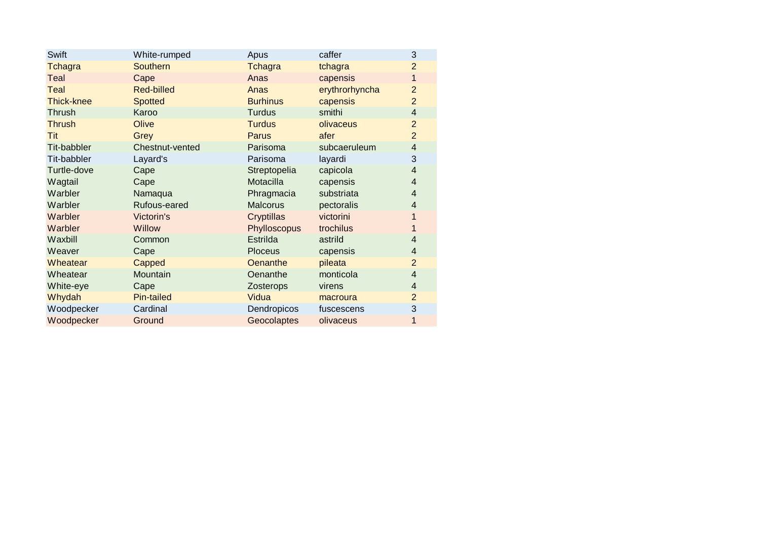| | | | | |
|---|---|---|---|---|
| Swift | White-rumped | Apus | caffer | 3 |
| Tchagra | Southern | Tchagra | tchagra | 2 |
| Teal | Cape | Anas | capensis | 1 |
| Teal | Red-billed | Anas | erythrorhyncha | 2 |
| Thick-knee | Spotted | Burhinus | capensis | 2 |
| Thrush | Karoo | Turdus | smithi | 4 |
| Thrush | Olive | Turdus | olivaceus | 2 |
| Tit | Grey | Parus | afer | 2 |
| Tit-babbler | Chestnut-vented | Parisoma | subcaeruleum | 4 |
| Tit-babbler | Layard's | Parisoma | layardi | 3 |
| Turtle-dove | Cape | Streptopelia | capicola | 4 |
| Wagtail | Cape | Motacilla | capensis | 4 |
| Warbler | Namaqua | Phragmacia | substriata | 4 |
| Warbler | Rufous-eared | Malcorus | pectoralis | 4 |
| Warbler | Victorin's | Cryptillas | victorini | 1 |
| Warbler | Willow | Phylloscopus | trochilus | 1 |
| Waxbill | Common | Estrilda | astrild | 4 |
| Weaver | Cape | Ploceus | capensis | 4 |
| Wheatear | Capped | Oenanthe | pileata | 2 |
| Wheatear | Mountain | Oenanthe | monticola | 4 |
| White-eye | Cape | Zosterops | virens | 4 |
| Whydah | Pin-tailed | Vidua | macroura | 2 |
| Woodpecker | Cardinal | Dendropicos | fuscescens | 3 |
| Woodpecker | Ground | Geocolaptes | olivaceus | 1 |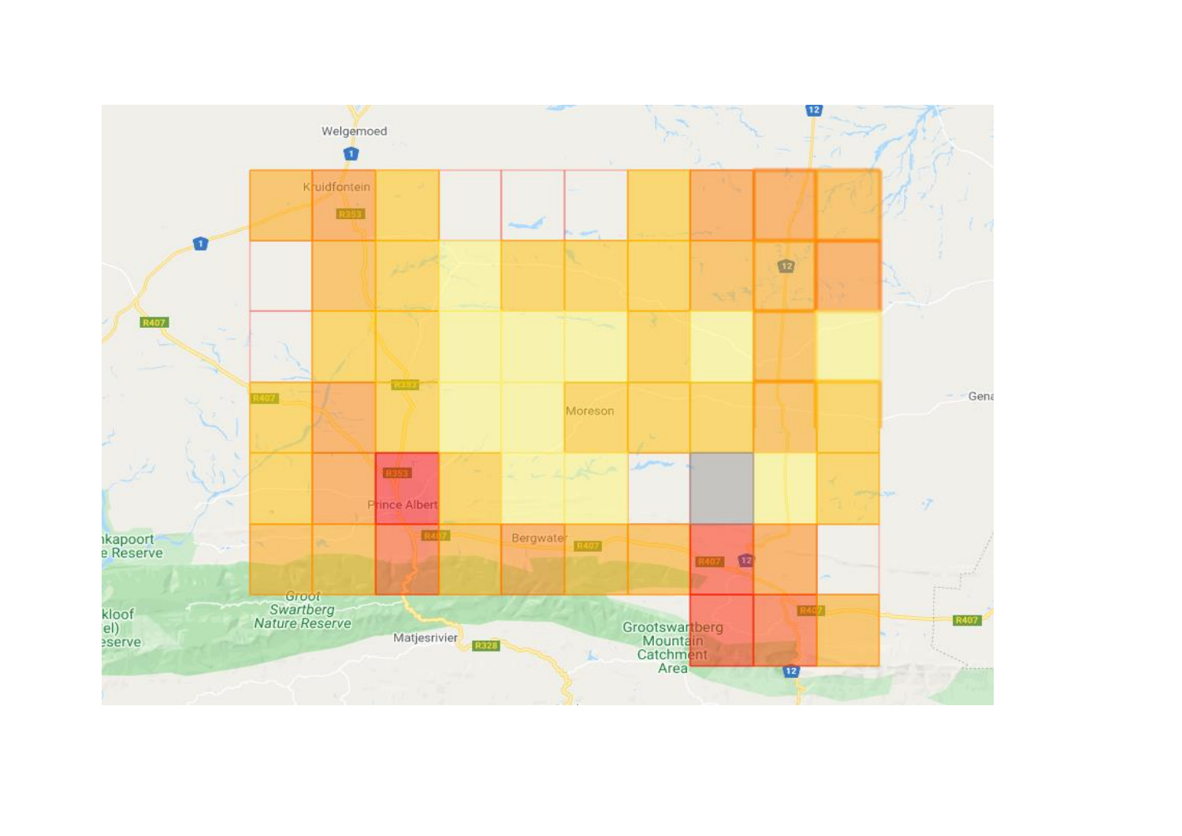Welgemoed

1

Kruidfontein

R353

1

R407

R353

R407

Moreson

R353

Prince Albert

R407

Bergwater

R407

R407

12

12

12

kapoort
e Reserve

kloof
el)
eserve

Groot
Swartberg
Nature Reserve

Matjesrivier

R328

Grootswartberg
Mountain
Catchment
Area

R407

12

R407

Gena